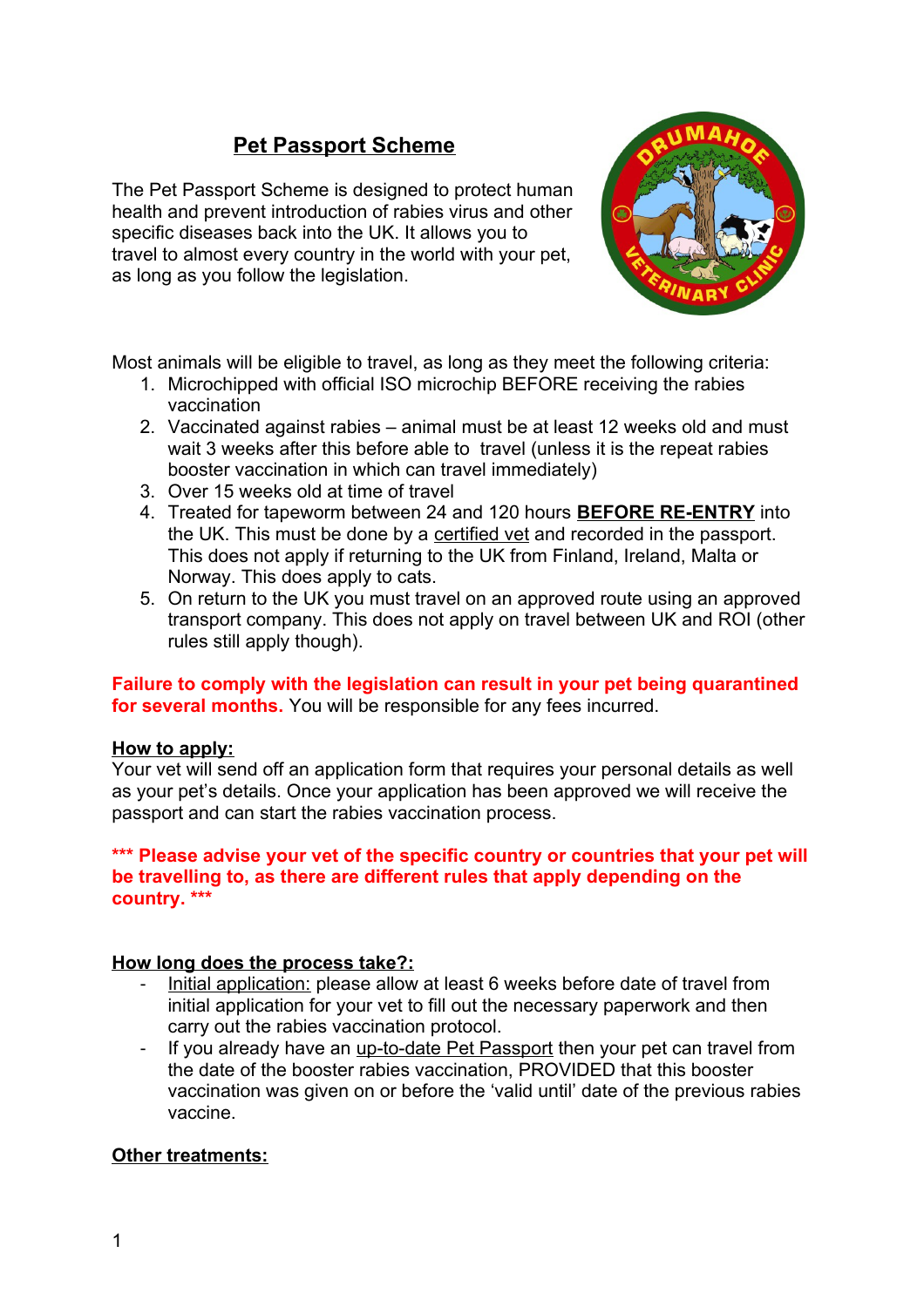# Pet Passport Scheme

The Pet Passport Scheme is designed to protect human health and prevent introduction of rabies virus and other specific diseases back into the UK. It allows you to travel to almost every country in the world with your pet, as long as you follow the legislation.

Most animals will be eligible to travel, as long as they meet the following criteria:

1. Microchipped with official ISO microchip BEFORE receiving the rabies vaccination
2. Vaccinated against rabies – animal must be at least 12 weeks old and must wait 3 weeks after this before able to travel (unless it is the repeat rabies booster vaccination in which can travel immediately)
3. Over 15 weeks old at time of travel
4. Treated for tapeworm between 24 and 120 hours **BEFORE RE-ENTRY** into the UK. This must be done by a certified vet and recorded in the passport. This does not apply if returning to the UK from Finland, Ireland, Malta or Norway. This does apply to cats.
5. On return to the UK you must travel on an approved route using an approved transport company. This does not apply on travel between UK and ROI (other rules still apply though).

**Failure to comply with the legislation can result in your pet being quarantined for several months.** You will be responsible for any fees incurred.

**How to apply:**

Your vet will send off an application form that requires your personal details as well as your pet's details. Once your application has been approved we will receive the passport and can start the rabies vaccination process.

**\*\*\* Please advise your vet of the specific country or countries that your pet will be travelling to, as there are different rules that apply depending on the country. \*\*\***

**How long does the process take?:**

- Initial application: please allow at least 6 weeks before date of travel from initial application for your vet to fill out the necessary paperwork and then carry out the rabies vaccination protocol.
- If you already have an up-to-date Pet Passport then your pet can travel from the date of the booster rabies vaccination, PROVIDED that this booster vaccination was given on or before the 'valid until' date of the previous rabies vaccine.

**Other treatments:**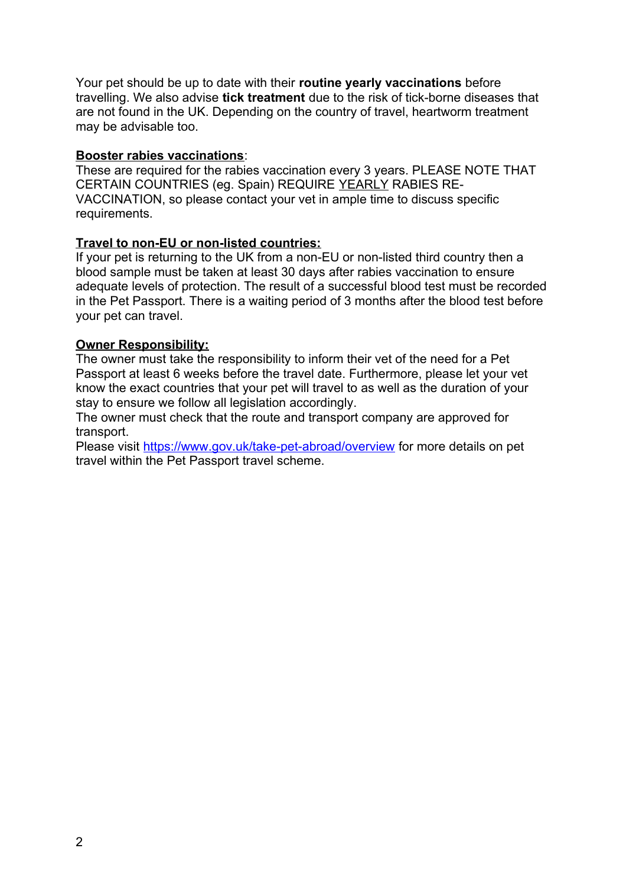Your pet should be up to date with their **routine yearly vaccinations** before travelling. We also advise **tick treatment** due to the risk of tick-borne diseases that are not found in the UK. Depending on the country of travel, heartworm treatment may be advisable too.

**Booster rabies vaccinations**:
These are required for the rabies vaccination every 3 years. PLEASE NOTE THAT CERTAIN COUNTRIES (eg. Spain) REQUIRE YEARLY RABIES RE-VACCINATION, so please contact your vet in ample time to discuss specific requirements.

**Travel to non-EU or non-listed countries:**
If your pet is returning to the UK from a non-EU or non-listed third country then a blood sample must be taken at least 30 days after rabies vaccination to ensure adequate levels of protection. The result of a successful blood test must be recorded in the Pet Passport. There is a waiting period of 3 months after the blood test before your pet can travel.

**Owner Responsibility:**
The owner must take the responsibility to inform their vet of the need for a Pet Passport at least 6 weeks before the travel date. Furthermore, please let your vet know the exact countries that your pet will travel to as well as the duration of your stay to ensure we follow all legislation accordingly.
The owner must check that the route and transport company are approved for transport.
Please visit https://www.gov.uk/take-pet-abroad/overview for more details on pet travel within the Pet Passport travel scheme.